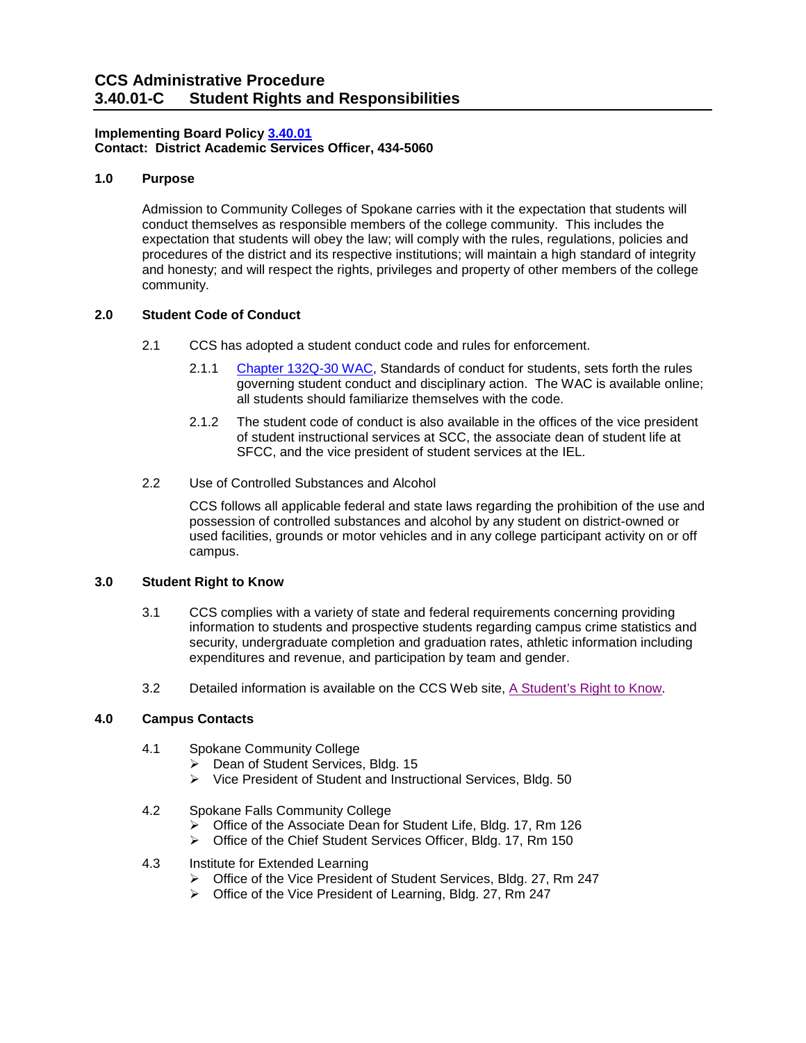# CCS Administrative Procedure
# 3.40.01-C Student Rights and Responsibilities

**Implementing Board Policy 3.40.01**
**Contact: District Academic Services Officer, 434-5060**

## 1.0 Purpose

Admission to Community Colleges of Spokane carries with it the expectation that students will conduct themselves as responsible members of the college community. This includes the expectation that students will obey the law; will comply with the rules, regulations, policies and procedures of the district and its respective institutions; will maintain a high standard of integrity and honesty; and will respect the rights, privileges and property of other members of the college community.

## 2.0 Student Code of Conduct

2.1 CCS has adopted a student conduct code and rules for enforcement.

2.1.1 Chapter 132Q-30 WAC, Standards of conduct for students, sets forth the rules governing student conduct and disciplinary action. The WAC is available online; all students should familiarize themselves with the code.

2.1.2 The student code of conduct is also available in the offices of the vice president of student instructional services at SCC, the associate dean of student life at SFCC, and the vice president of student services at the IEL.

2.2 Use of Controlled Substances and Alcohol

CCS follows all applicable federal and state laws regarding the prohibition of the use and possession of controlled substances and alcohol by any student on district-owned or used facilities, grounds or motor vehicles and in any college participant activity on or off campus.

## 3.0 Student Right to Know

3.1 CCS complies with a variety of state and federal requirements concerning providing information to students and prospective students regarding campus crime statistics and security, undergraduate completion and graduation rates, athletic information including expenditures and revenue, and participation by team and gender.

3.2 Detailed information is available on the CCS Web site, A Student's Right to Know.

## 4.0 Campus Contacts

4.1 Spokane Community College
- Dean of Student Services, Bldg. 15
- Vice President of Student and Instructional Services, Bldg. 50

4.2 Spokane Falls Community College
- Office of the Associate Dean for Student Life, Bldg. 17, Rm 126
- Office of the Chief Student Services Officer, Bldg. 17, Rm 150

4.3 Institute for Extended Learning
- Office of the Vice President of Student Services, Bldg. 27, Rm 247
- Office of the Vice President of Learning, Bldg. 27, Rm 247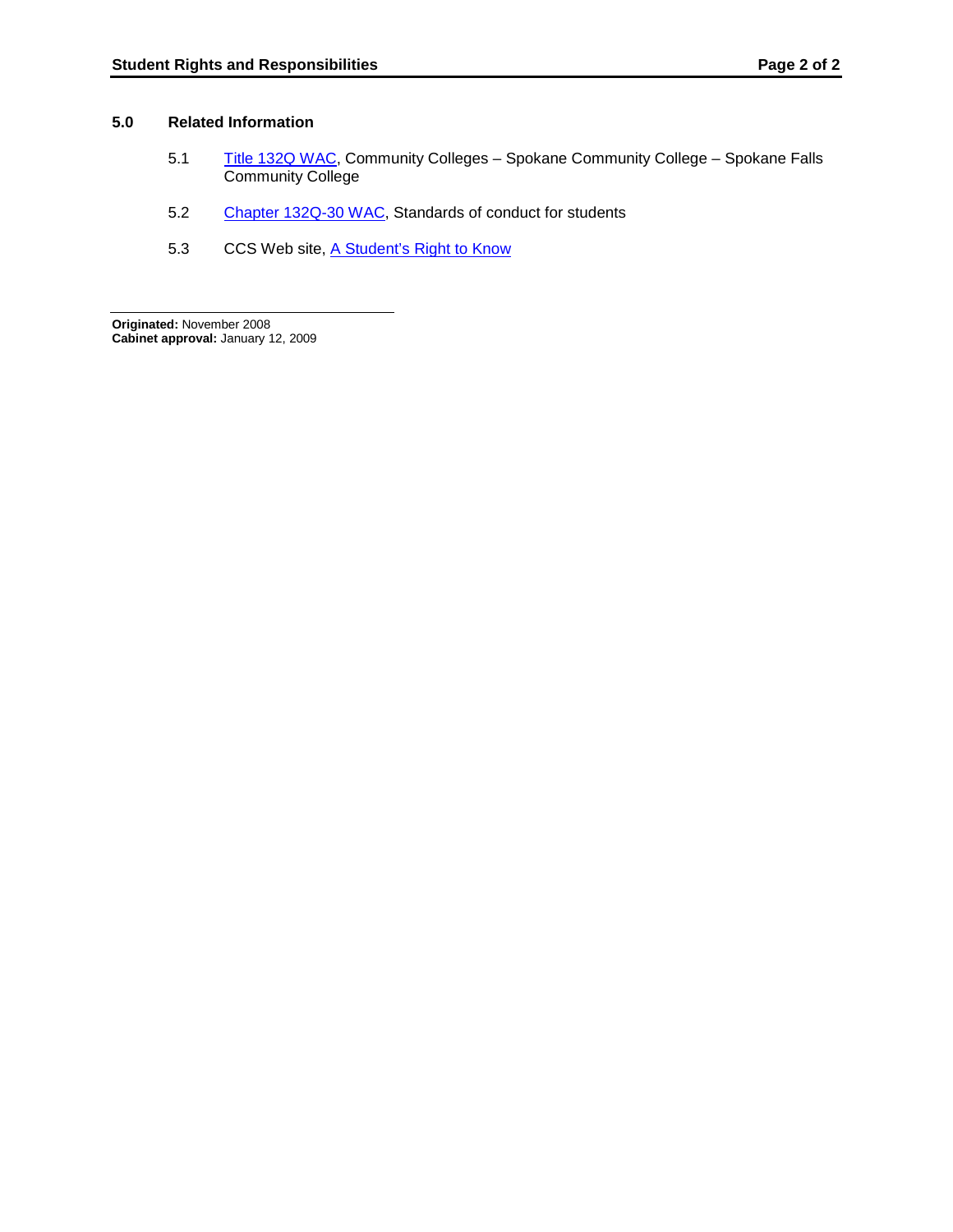## 5.0 Related Information

5.1 Title 132Q WAC, Community Colleges – Spokane Community College – Spokane Falls Community College

5.2 Chapter 132Q-30 WAC, Standards of conduct for students

5.3 CCS Web site, A Student's Right to Know

---

**Originated:** November 2008
**Cabinet approval:** January 12, 2009